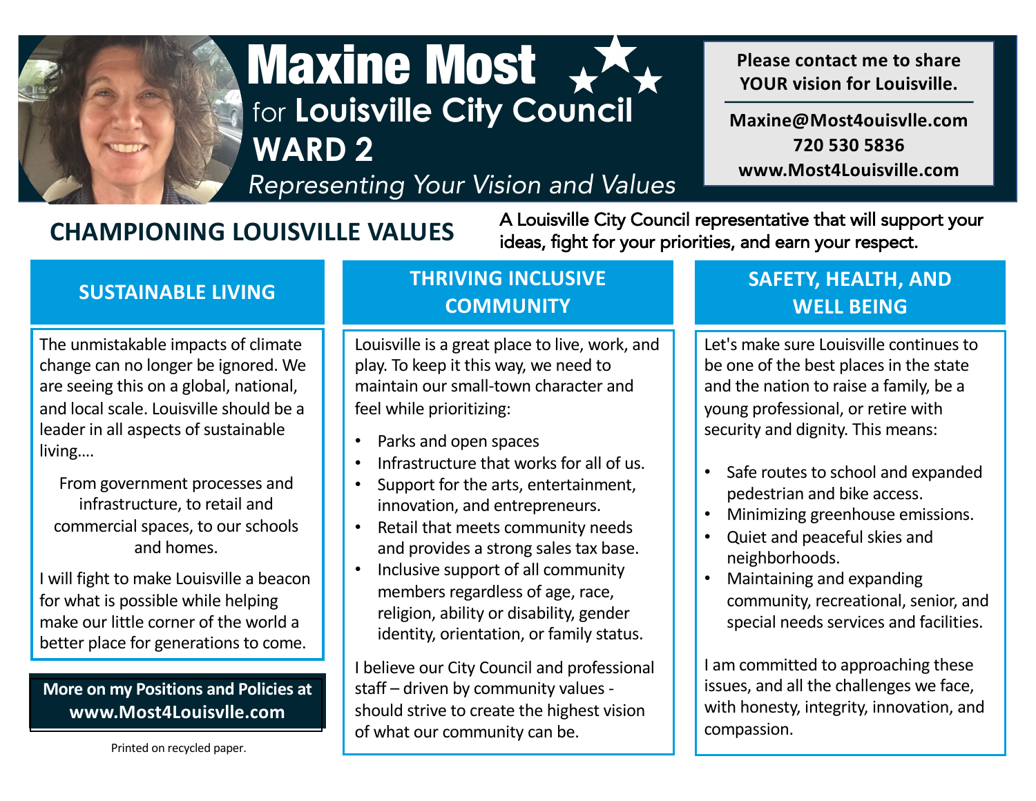# Maxine Most

for **Louisville City Council**

**WARD 2**

*Representing Your Vision and Values*

**Please contact me to share YOUR vision for Louisville.**

**Maxine@Most4ouisvlle.com**
**720 530 5836**
**www.Most4Louisville.com**

## CHAMPIONING LOUISVILLE VALUES

A Louisville City Council representative that will support your ideas, fight for your priorities, and earn your respect.

### SUSTAINABLE LIVING

The unmistakable impacts of climate change can no longer be ignored. We are seeing this on a global, national, and local scale. Louisville should be a leader in all aspects of sustainable living….

From government processes and infrastructure, to retail and commercial spaces, to our schools and homes.

I will fight to make Louisville a beacon for what is possible while helping make our little corner of the world a better place for generations to come.

**More on my Positions and Policies at www.Most4Louisvlle.com**

Printed on recycled paper.

### THRIVING INCLUSIVE COMMUNITY

Louisville is a great place to live, work, and play. To keep it this way, we need to maintain our small-town character and feel while prioritizing:

- Parks and open spaces
- Infrastructure that works for all of us.
- Support for the arts, entertainment, innovation, and entrepreneurs.
- Retail that meets community needs and provides a strong sales tax base.
- Inclusive support of all community members regardless of age, race, religion, ability or disability, gender identity, orientation, or family status.

I believe our City Council and professional staff – driven by community values - should strive to create the highest vision of what our community can be.

### SAFETY, HEALTH, AND WELL BEING

Let's make sure Louisville continues to be one of the best places in the state and the nation to raise a family, be a young professional, or retire with security and dignity. This means:

- Safe routes to school and expanded pedestrian and bike access.
- Minimizing greenhouse emissions.
- Quiet and peaceful skies and neighborhoods.
- Maintaining and expanding community, recreational, senior, and special needs services and facilities.

I am committed to approaching these issues, and all the challenges we face, with honesty, integrity, innovation, and compassion.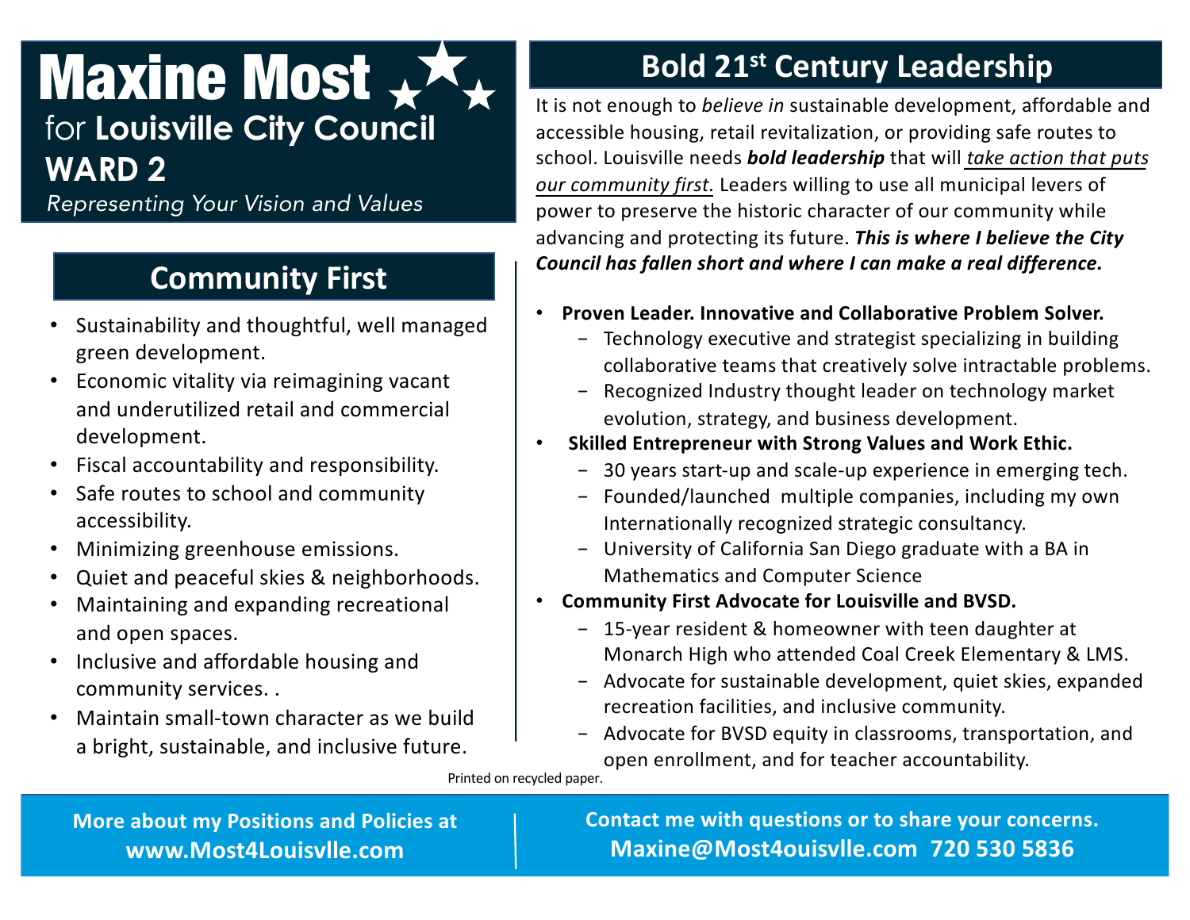# Maxine Most

for **Louisville City Council**

**WARD 2**

*Representing Your Vision and Values*

## Community First

- Sustainability and thoughtful, well managed green development.
- Economic vitality via reimagining vacant and underutilized retail and commercial development.
- Fiscal accountability and responsibility.
- Safe routes to school and community accessibility.
- Minimizing greenhouse emissions.
- Quiet and peaceful skies & neighborhoods.
- Maintaining and expanding recreational and open spaces.
- Inclusive and affordable housing and community services. .
- Maintain small-town character as we build a bright, sustainable, and inclusive future.

## Bold 21st Century Leadership

It is not enough to *believe in* sustainable development, affordable and accessible housing, retail revitalization, or providing safe routes to school. Louisville needs ***bold leadership*** that will *take action that puts our community first.* Leaders willing to use all municipal levers of power to preserve the historic character of our community while advancing and protecting its future. ***This is where I believe the City Council has fallen short and where I can make a real difference.***

- **Proven Leader. Innovative and Collaborative Problem Solver.**
  - Technology executive and strategist specializing in building collaborative teams that creatively solve intractable problems.
  - Recognized Industry thought leader on technology market evolution, strategy, and business development.
- **Skilled Entrepreneur with Strong Values and Work Ethic.**
  - 30 years start-up and scale-up experience in emerging tech.
  - Founded/launched multiple companies, including my own Internationally recognized strategic consultancy.
  - University of California San Diego graduate with a BA in Mathematics and Computer Science
- **Community First Advocate for Louisville and BVSD.**
  - 15-year resident & homeowner with teen daughter at Monarch High who attended Coal Creek Elementary & LMS.
  - Advocate for sustainable development, quiet skies, expanded recreation facilities, and inclusive community.
  - Advocate for BVSD equity in classrooms, transportation, and open enrollment, and for teacher accountability.

Printed on recycled paper.

**More about my Positions and Policies at www.Most4Louisvlle.com**

**Contact me with questions or to share your concerns. Maxine@Most4ouisvlle.com 720 530 5836**